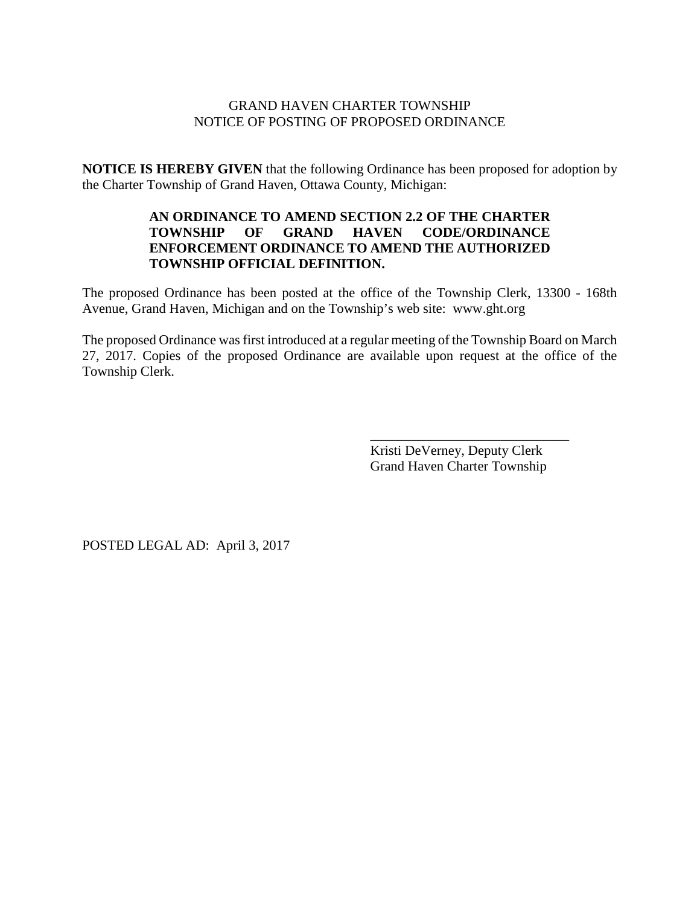# GRAND HAVEN CHARTER TOWNSHIP
## NOTICE OF POSTING OF PROPOSED ORDINANCE

**NOTICE IS HEREBY GIVEN** that the following Ordinance has been proposed for adoption by the Charter Township of Grand Haven, Ottawa County, Michigan:

**AN ORDINANCE TO AMEND SECTION 2.2 OF THE CHARTER TOWNSHIP OF GRAND HAVEN CODE/ORDINANCE ENFORCEMENT ORDINANCE TO AMEND THE AUTHORIZED TOWNSHIP OFFICIAL DEFINITION.**

The proposed Ordinance has been posted at the office of the Township Clerk, 13300 - 168th Avenue, Grand Haven, Michigan and on the Township's web site: www.ght.org

The proposed Ordinance was first introduced at a regular meeting of the Township Board on March 27, 2017. Copies of the proposed Ordinance are available upon request at the office of the Township Clerk.

_____________________________
Kristi DeVerney, Deputy Clerk
Grand Haven Charter Township

POSTED LEGAL AD: April 3, 2017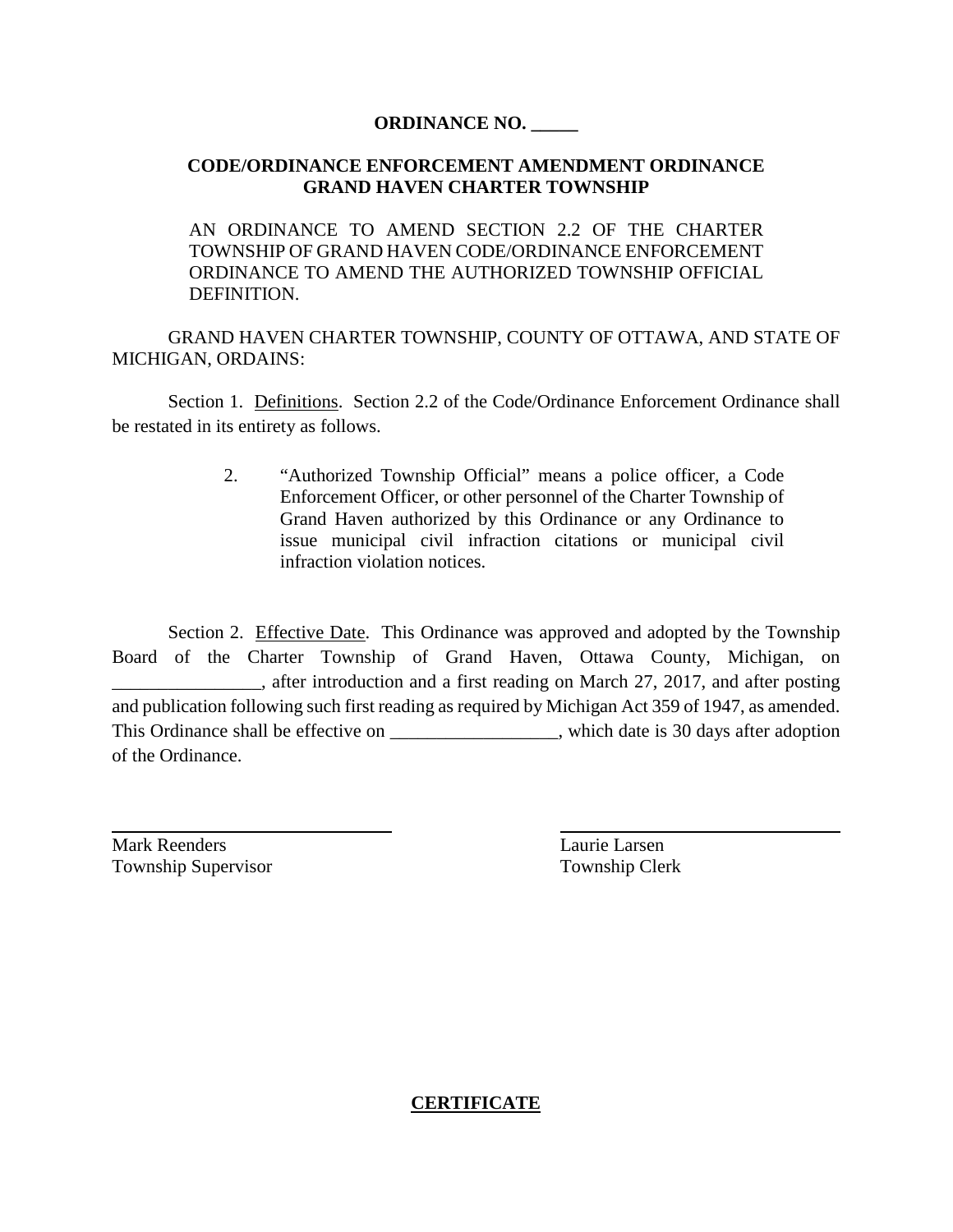**ORDINANCE NO. _____**

**CODE/ORDINANCE ENFORCEMENT AMENDMENT ORDINANCE**
**GRAND HAVEN CHARTER TOWNSHIP**

AN ORDINANCE TO AMEND SECTION 2.2 OF THE CHARTER TOWNSHIP OF GRAND HAVEN CODE/ORDINANCE ENFORCEMENT ORDINANCE TO AMEND THE AUTHORIZED TOWNSHIP OFFICIAL DEFINITION.

GRAND HAVEN CHARTER TOWNSHIP, COUNTY OF OTTAWA, AND STATE OF MICHIGAN, ORDAINS:

Section 1. <u>Definitions</u>. Section 2.2 of the Code/Ordinance Enforcement Ordinance shall be restated in its entirety as follows.

> 2. "Authorized Township Official" means a police officer, a Code Enforcement Officer, or other personnel of the Charter Township of Grand Haven authorized by this Ordinance or any Ordinance to issue municipal civil infraction citations or municipal civil infraction violation notices.

Section 2. <u>Effective Date</u>. This Ordinance was approved and adopted by the Township Board of the Charter Township of Grand Haven, Ottawa County, Michigan, on ________________, after introduction and a first reading on March 27, 2017, and after posting and publication following such first reading as required by Michigan Act 359 of 1947, as amended. This Ordinance shall be effective on __________________, which date is 30 days after adoption of the Ordinance.

| | |
|---|---|
| ______________________________ | ______________________________ |
| Mark Reenders | Laurie Larsen |
| Township Supervisor | Township Clerk |

**<u>CERTIFICATE</u>**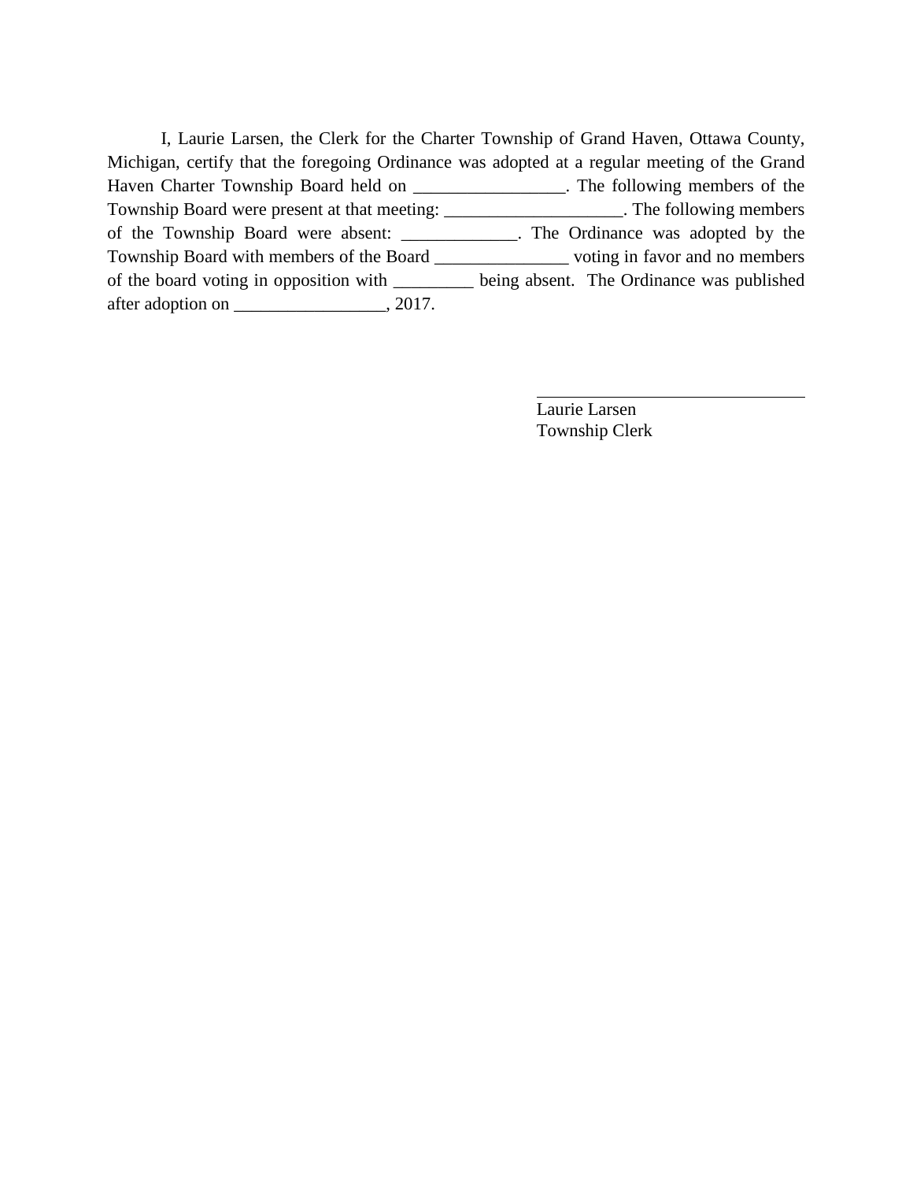I, Laurie Larsen, the Clerk for the Charter Township of Grand Haven, Ottawa County, Michigan, certify that the foregoing Ordinance was adopted at a regular meeting of the Grand Haven Charter Township Board held on _________________. The following members of the Township Board were present at that meeting: ____________________. The following members of the Township Board were absent: _____________. The Ordinance was adopted by the Township Board with members of the Board _______________ voting in favor and no members of the board voting in opposition with _________ being absent. The Ordinance was published after adoption on _________________, 2017.

_______________________________

Laurie Larsen
Township Clerk